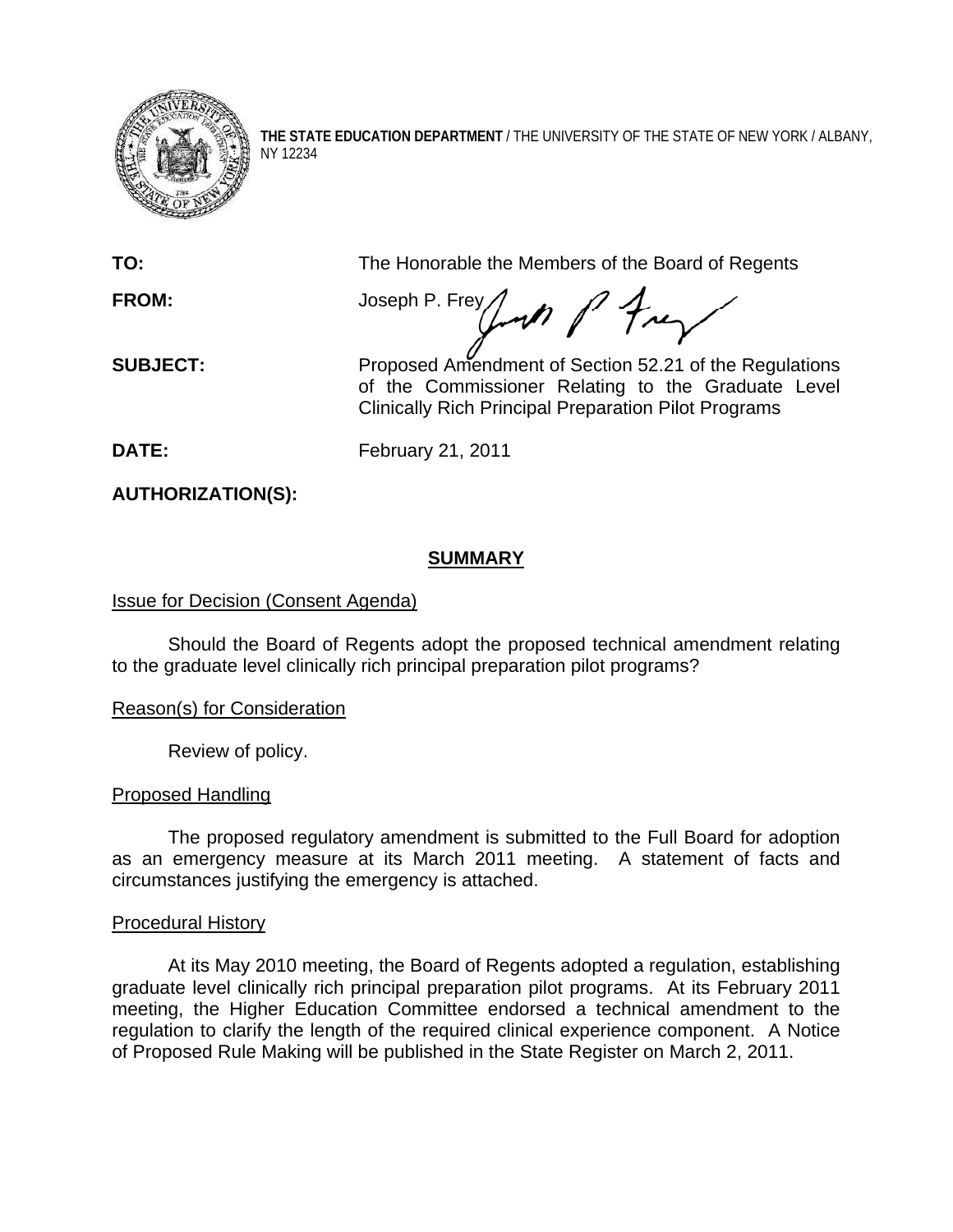**THE STATE EDUCATION DEPARTMENT** / THE UNIVERSITY OF THE STATE OF NEW YORK / ALBANY, NY 12234

**TO:** The Honorable the Members of the Board of Regents

**FROM:** Joseph P. Frey

**SUBJECT:** Proposed Amendment of Section 52.21 of the Regulations of the Commissioner Relating to the Graduate Level Clinically Rich Principal Preparation Pilot Programs

**DATE:** February 21, 2011

**AUTHORIZATION(S):**

## SUMMARY

Issue for Decision (Consent Agenda)

Should the Board of Regents adopt the proposed technical amendment relating to the graduate level clinically rich principal preparation pilot programs?

Reason(s) for Consideration

Review of policy.

Proposed Handling

The proposed regulatory amendment is submitted to the Full Board for adoption as an emergency measure at its March 2011 meeting. A statement of facts and circumstances justifying the emergency is attached.

Procedural History

At its May 2010 meeting, the Board of Regents adopted a regulation, establishing graduate level clinically rich principal preparation pilot programs. At its February 2011 meeting, the Higher Education Committee endorsed a technical amendment to the regulation to clarify the length of the required clinical experience component. A Notice of Proposed Rule Making will be published in the State Register on March 2, 2011.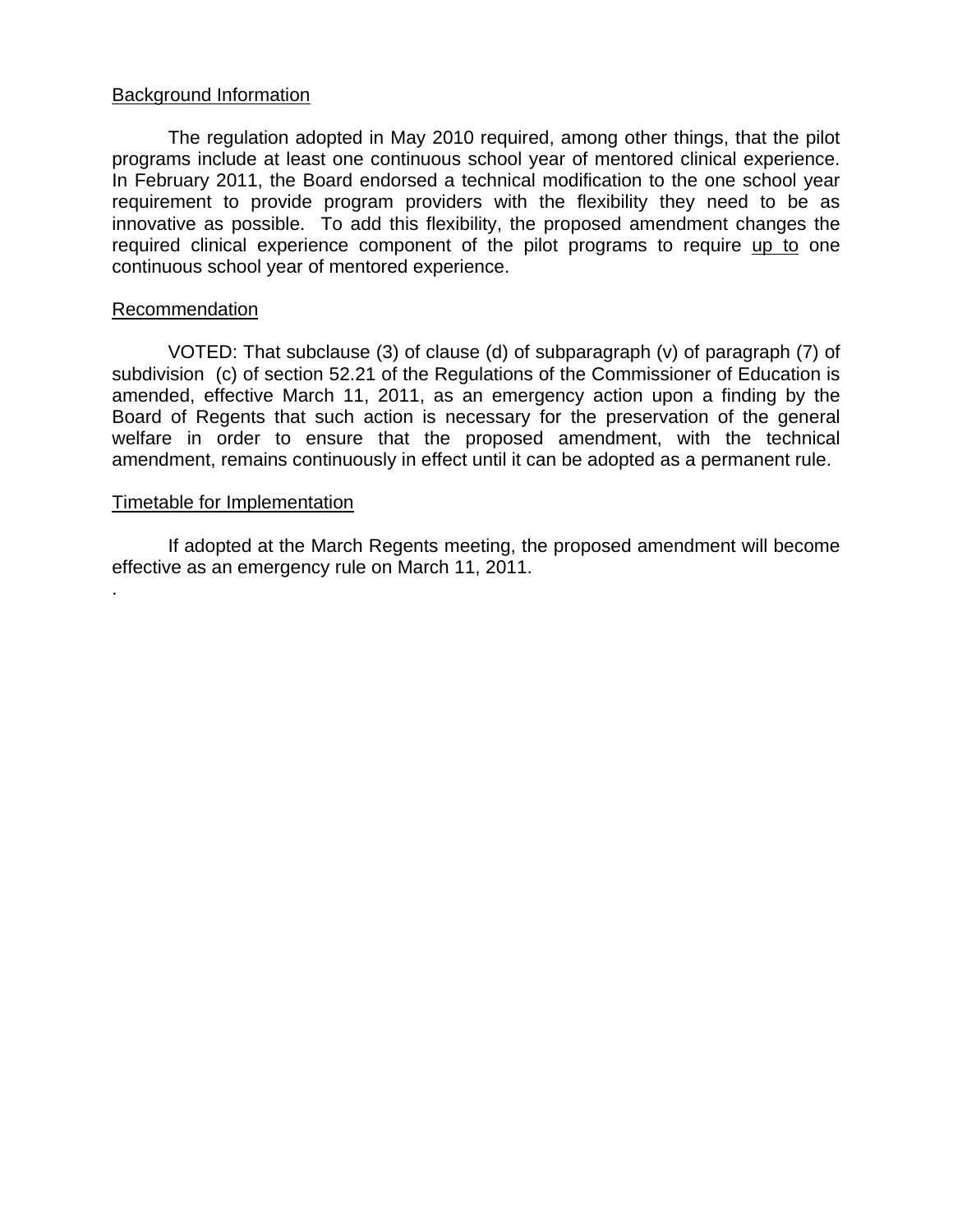Background Information

The regulation adopted in May 2010 required, among other things, that the pilot programs include at least one continuous school year of mentored clinical experience. In February 2011, the Board endorsed a technical modification to the one school year requirement to provide program providers with the flexibility they need to be as innovative as possible. To add this flexibility, the proposed amendment changes the required clinical experience component of the pilot programs to require up to one continuous school year of mentored experience.

Recommendation

VOTED: That subclause (3) of clause (d) of subparagraph (v) of paragraph (7) of subdivision (c) of section 52.21 of the Regulations of the Commissioner of Education is amended, effective March 11, 2011, as an emergency action upon a finding by the Board of Regents that such action is necessary for the preservation of the general welfare in order to ensure that the proposed amendment, with the technical amendment, remains continuously in effect until it can be adopted as a permanent rule.

Timetable for Implementation

If adopted at the March Regents meeting, the proposed amendment will become effective as an emergency rule on March 11, 2011.

.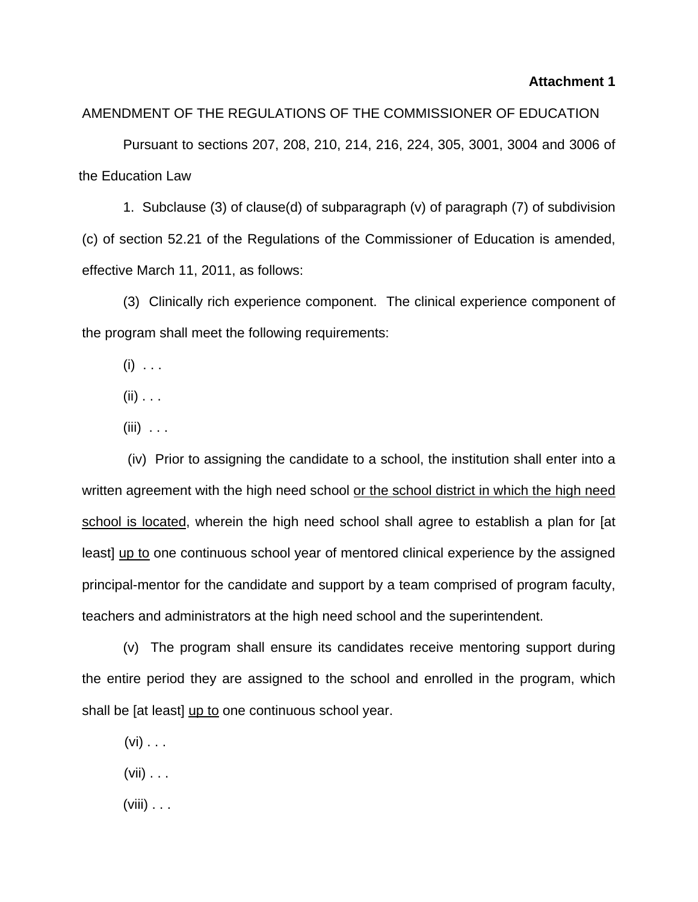**Attachment 1**

AMENDMENT OF THE REGULATIONS OF THE COMMISSIONER OF EDUCATION

Pursuant to sections 207, 208, 210, 214, 216, 224, 305, 3001, 3004 and 3006 of the Education Law

1. Subclause (3) of clause(d) of subparagraph (v) of paragraph (7) of subdivision (c) of section 52.21 of the Regulations of the Commissioner of Education is amended, effective March 11, 2011, as follows:

(3) Clinically rich experience component. The clinical experience component of the program shall meet the following requirements:

(i) . . .

(ii) . . .

(iii) . . .

(iv) Prior to assigning the candidate to a school, the institution shall enter into a written agreement with the high need school <u>or the school district in which the high need school is located</u>, wherein the high need school shall agree to establish a plan for [at least] <u>up to</u> one continuous school year of mentored clinical experience by the assigned principal-mentor for the candidate and support by a team comprised of program faculty, teachers and administrators at the high need school and the superintendent.

(v) The program shall ensure its candidates receive mentoring support during the entire period they are assigned to the school and enrolled in the program, which shall be [at least] <u>up to</u> one continuous school year.

(vi) . . .

(vii) . . .

(viii) . . .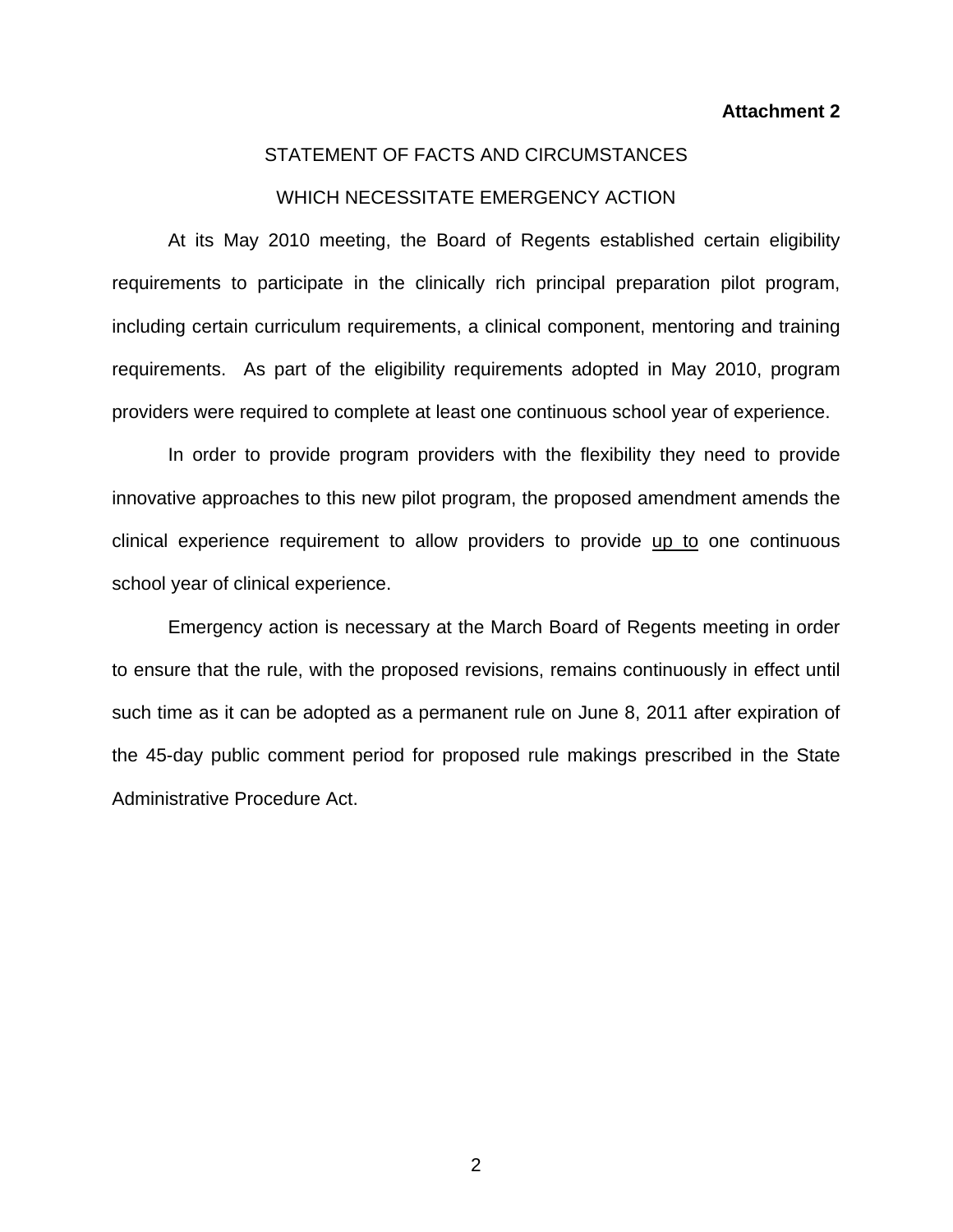**Attachment 2**

STATEMENT OF FACTS AND CIRCUMSTANCES

WHICH NECESSITATE EMERGENCY ACTION

At its May 2010 meeting, the Board of Regents established certain eligibility requirements to participate in the clinically rich principal preparation pilot program, including certain curriculum requirements, a clinical component, mentoring and training requirements. As part of the eligibility requirements adopted in May 2010, program providers were required to complete at least one continuous school year of experience.

In order to provide program providers with the flexibility they need to provide innovative approaches to this new pilot program, the proposed amendment amends the clinical experience requirement to allow providers to provide <u>up to</u> one continuous school year of clinical experience.

Emergency action is necessary at the March Board of Regents meeting in order to ensure that the rule, with the proposed revisions, remains continuously in effect until such time as it can be adopted as a permanent rule on June 8, 2011 after expiration of the 45-day public comment period for proposed rule makings prescribed in the State Administrative Procedure Act.